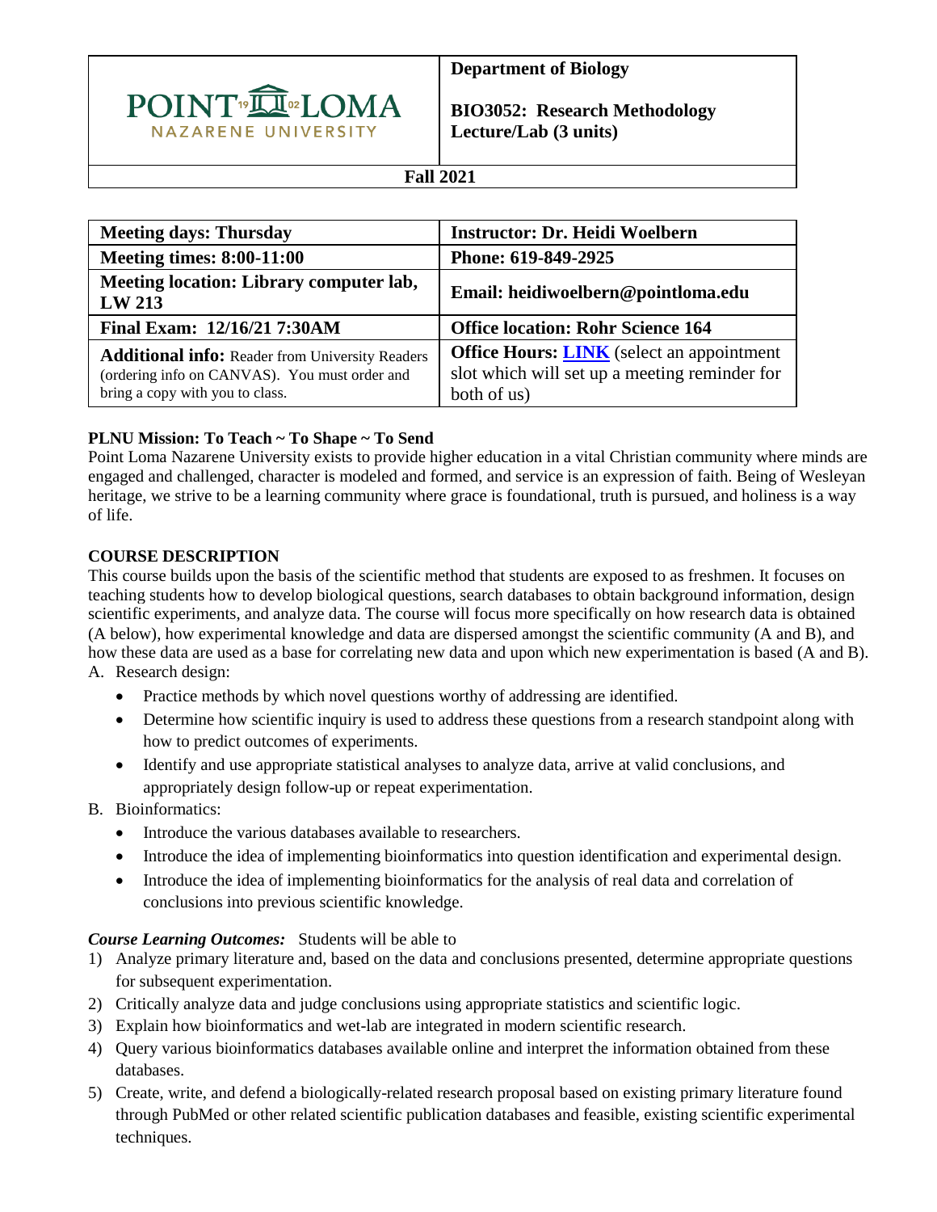| POINT LOMA NAZARENE UNIVERSITY | **Department of Biology**<br><br>**BIO3052: Research Methodology Lecture/Lab (3 units)** |
|---|---|
| **Fall 2021** | |

| **Meeting days: Thursday** | **Instructor: Dr. Heidi Woelbern** |
|---|---|
| **Meeting times: 8:00-11:00** | **Phone: 619-849-2925** |
| **Meeting location: Library computer lab, LW 213** | **Email: heidiwoelbern@pointloma.edu** |
| **Final Exam: 12/16/21 7:30AM** | **Office location: Rohr Science 164** |
| **Additional info:** Reader from University Readers (ordering info on CANVAS). You must order and bring a copy with you to class. | **Office Hours: LINK** (select an appointment slot which will set up a meeting reminder for both of us) |

**PLNU Mission: To Teach ~ To Shape ~ To Send**

Point Loma Nazarene University exists to provide higher education in a vital Christian community where minds are engaged and challenged, character is modeled and formed, and service is an expression of faith. Being of Wesleyan heritage, we strive to be a learning community where grace is foundational, truth is pursued, and holiness is a way of life.

**COURSE DESCRIPTION**

This course builds upon the basis of the scientific method that students are exposed to as freshmen. It focuses on teaching students how to develop biological questions, search databases to obtain background information, design scientific experiments, and analyze data. The course will focus more specifically on how research data is obtained (A below), how experimental knowledge and data are dispersed amongst the scientific community (A and B), and how these data are used as a base for correlating new data and upon which new experimentation is based (A and B).

A. Research design:
   - Practice methods by which novel questions worthy of addressing are identified.
   - Determine how scientific inquiry is used to address these questions from a research standpoint along with how to predict outcomes of experiments.
   - Identify and use appropriate statistical analyses to analyze data, arrive at valid conclusions, and appropriately design follow-up or repeat experimentation.

B. Bioinformatics:
   - Introduce the various databases available to researchers.
   - Introduce the idea of implementing bioinformatics into question identification and experimental design.
   - Introduce the idea of implementing bioinformatics for the analysis of real data and correlation of conclusions into previous scientific knowledge.

***Course Learning Outcomes:*** Students will be able to

1) Analyze primary literature and, based on the data and conclusions presented, determine appropriate questions for subsequent experimentation.
2) Critically analyze data and judge conclusions using appropriate statistics and scientific logic.
3) Explain how bioinformatics and wet-lab are integrated in modern scientific research.
4) Query various bioinformatics databases available online and interpret the information obtained from these databases.
5) Create, write, and defend a biologically-related research proposal based on existing primary literature found through PubMed or other related scientific publication databases and feasible, existing scientific experimental techniques.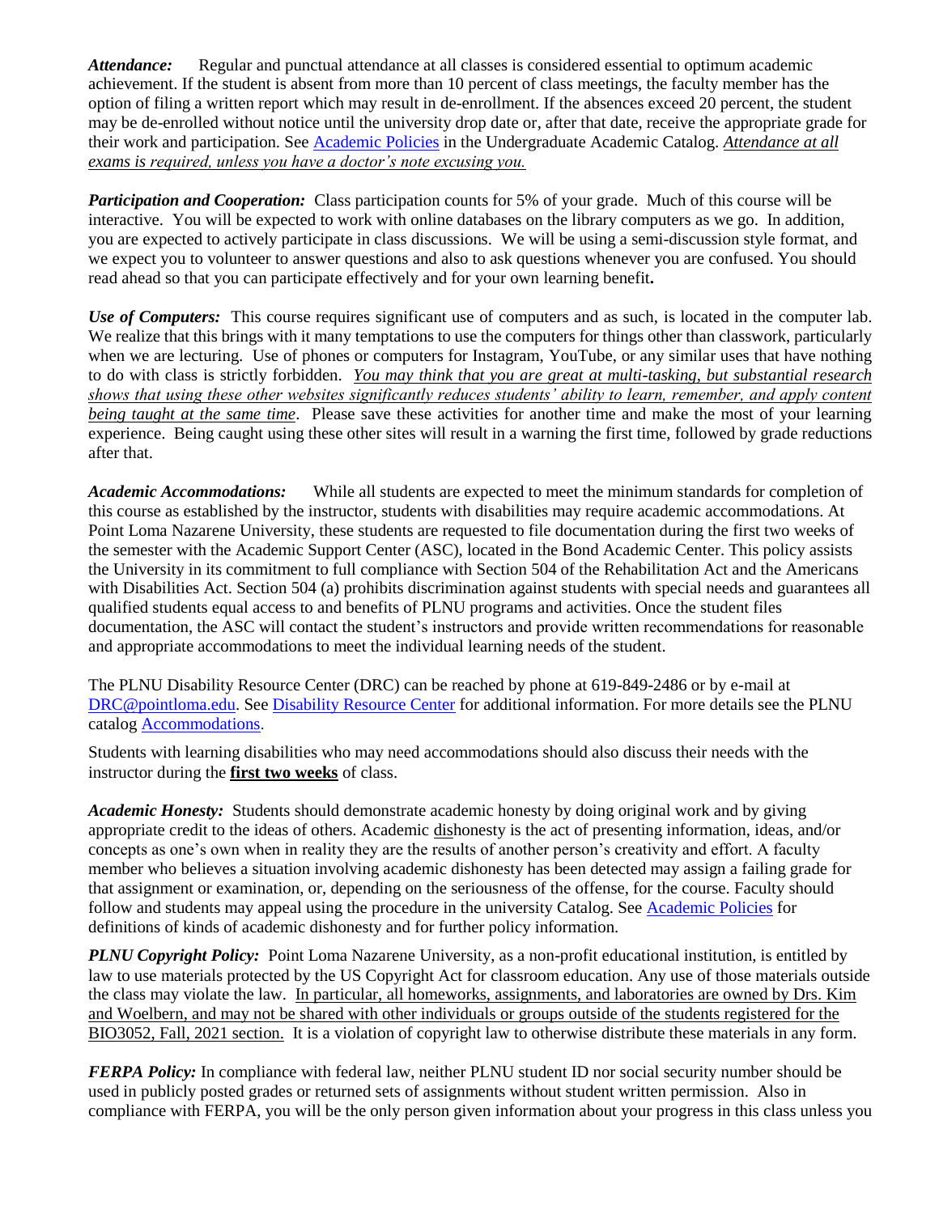***Attendance:*** Regular and punctual attendance at all classes is considered essential to optimum academic achievement. If the student is absent from more than 10 percent of class meetings, the faculty member has the option of filing a written report which may result in de-enrollment. If the absences exceed 20 percent, the student may be de-enrolled without notice until the university drop date or, after that date, receive the appropriate grade for their work and participation. See [Academic Policies](#) in the Undergraduate Academic Catalog. *Attendance at all exams is required, unless you have a doctor's note excusing you.*

***Participation and Cooperation:*** Class participation counts for 5% of your grade. Much of this course will be interactive. You will be expected to work with online databases on the library computers as we go. In addition, you are expected to actively participate in class discussions. We will be using a semi-discussion style format, and we expect you to volunteer to answer questions and also to ask questions whenever you are confused. You should read ahead so that you can participate effectively and for your own learning benefit**.**

***Use of Computers:*** This course requires significant use of computers and as such, is located in the computer lab. We realize that this brings with it many temptations to use the computers for things other than classwork, particularly when we are lecturing. Use of phones or computers for Instagram, YouTube, or any similar uses that have nothing to do with class is strictly forbidden. *You may think that you are great at multi-tasking, but substantial research shows that using these other websites significantly reduces students' ability to learn, remember, and apply content being taught at the same time*. Please save these activities for another time and make the most of your learning experience. Being caught using these other sites will result in a warning the first time, followed by grade reductions after that.

***Academic Accommodations:*** While all students are expected to meet the minimum standards for completion of this course as established by the instructor, students with disabilities may require academic accommodations. At Point Loma Nazarene University, these students are requested to file documentation during the first two weeks of the semester with the Academic Support Center (ASC), located in the Bond Academic Center. This policy assists the University in its commitment to full compliance with Section 504 of the Rehabilitation Act and the Americans with Disabilities Act. Section 504 (a) prohibits discrimination against students with special needs and guarantees all qualified students equal access to and benefits of PLNU programs and activities. Once the student files documentation, the ASC will contact the student's instructors and provide written recommendations for reasonable and appropriate accommodations to meet the individual learning needs of the student.

The PLNU Disability Resource Center (DRC) can be reached by phone at 619-849-2486 or by e-mail at [DRC@pointloma.edu](mailto:DRC@pointloma.edu). See [Disability Resource Center](#) for additional information. For more details see the PLNU catalog [Accommodations](#).

Students with learning disabilities who may need accommodations should also discuss their needs with the instructor during the **first two weeks** of class.

***Academic Honesty:*** Students should demonstrate academic honesty by doing original work and by giving appropriate credit to the ideas of others. Academic dishonesty is the act of presenting information, ideas, and/or concepts as one's own when in reality they are the results of another person's creativity and effort. A faculty member who believes a situation involving academic dishonesty has been detected may assign a failing grade for that assignment or examination, or, depending on the seriousness of the offense, for the course. Faculty should follow and students may appeal using the procedure in the university Catalog. See [Academic Policies](#) for definitions of kinds of academic dishonesty and for further policy information.

***PLNU Copyright Policy:*** Point Loma Nazarene University, as a non-profit educational institution, is entitled by law to use materials protected by the US Copyright Act for classroom education. Any use of those materials outside the class may violate the law. In particular, all homeworks, assignments, and laboratories are owned by Drs. Kim and Woelbern, and may not be shared with other individuals or groups outside of the students registered for the BIO3052, Fall, 2021 section. It is a violation of copyright law to otherwise distribute these materials in any form.

***FERPA Policy:*** In compliance with federal law, neither PLNU student ID nor social security number should be used in publicly posted grades or returned sets of assignments without student written permission. Also in compliance with FERPA, you will be the only person given information about your progress in this class unless you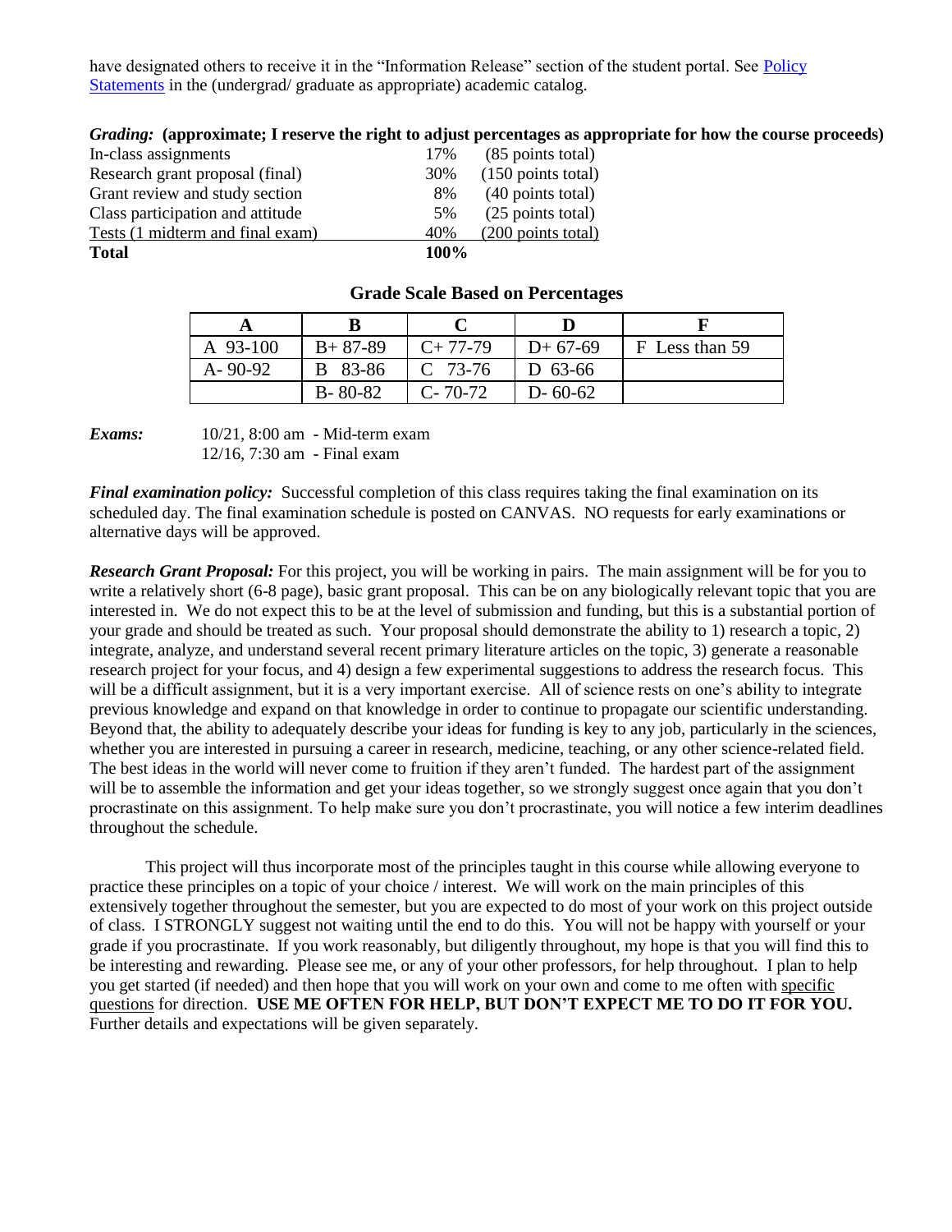have designated others to receive it in the "Information Release" section of the student portal. See [Policy Statements] in the (undergrad/ graduate as appropriate) academic catalog.

***Grading:*** **(approximate; I reserve the right to adjust percentages as appropriate for how the course proceeds)**

| | | |
|---|---|---|
| In-class assignments | 17% | (85 points total) |
| Research grant proposal (final) | 30% | (150 points total) |
| Grant review and study section | 8% | (40 points total) |
| Class participation and attitude | 5% | (25 points total) |
| Tests (1 midterm and final exam) | 40% | (200 points total) |
| **Total** | **100%** | |

**Grade Scale Based on Percentages**

| A | B | C | D | F |
|---|---|---|---|---|
| A 93-100 | B+ 87-89 | C+ 77-79 | D+ 67-69 | F Less than 59 |
| A- 90-92 | B 83-86 | C 73-76 | D 63-66 | |
| | B- 80-82 | C- 70-72 | D- 60-62 | |

***Exams:*** 10/21, 8:00 am - Mid-term exam
12/16, 7:30 am - Final exam

***Final examination policy:*** Successful completion of this class requires taking the final examination on its scheduled day. The final examination schedule is posted on CANVAS. NO requests for early examinations or alternative days will be approved.

***Research Grant Proposal:*** For this project, you will be working in pairs. The main assignment will be for you to write a relatively short (6-8 page), basic grant proposal. This can be on any biologically relevant topic that you are interested in. We do not expect this to be at the level of submission and funding, but this is a substantial portion of your grade and should be treated as such. Your proposal should demonstrate the ability to 1) research a topic, 2) integrate, analyze, and understand several recent primary literature articles on the topic, 3) generate a reasonable research project for your focus, and 4) design a few experimental suggestions to address the research focus. This will be a difficult assignment, but it is a very important exercise. All of science rests on one's ability to integrate previous knowledge and expand on that knowledge in order to continue to propagate our scientific understanding. Beyond that, the ability to adequately describe your ideas for funding is key to any job, particularly in the sciences, whether you are interested in pursuing a career in research, medicine, teaching, or any other science-related field. The best ideas in the world will never come to fruition if they aren't funded. The hardest part of the assignment will be to assemble the information and get your ideas together, so we strongly suggest once again that you don't procrastinate on this assignment. To help make sure you don't procrastinate, you will notice a few interim deadlines throughout the schedule.

This project will thus incorporate most of the principles taught in this course while allowing everyone to practice these principles on a topic of your choice / interest. We will work on the main principles of this extensively together throughout the semester, but you are expected to do most of your work on this project outside of class. I STRONGLY suggest not waiting until the end to do this. You will not be happy with yourself or your grade if you procrastinate. If you work reasonably, but diligently throughout, my hope is that you will find this to be interesting and rewarding. Please see me, or any of your other professors, for help throughout. I plan to help you get started (if needed) and then hope that you will work on your own and come to me often with specific questions for direction. **USE ME OFTEN FOR HELP, BUT DON'T EXPECT ME TO DO IT FOR YOU.** Further details and expectations will be given separately.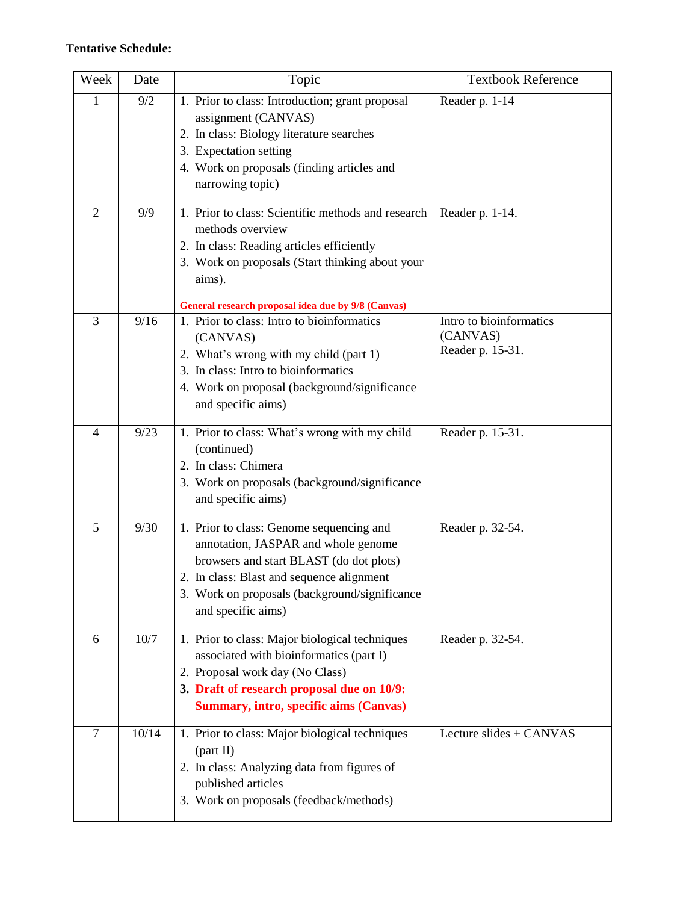**Tentative Schedule:**

| Week | Date | Topic | Textbook Reference |
|---|---|---|---|
| 1 | 9/2 | 1. Prior to class: Introduction; grant proposal assignment (CANVAS)<br>2. In class: Biology literature searches<br>3. Expectation setting<br>4. Work on proposals (finding articles and narrowing topic) | Reader p. 1-14 |
| 2 | 9/9 | 1. Prior to class: Scientific methods and research methods overview<br>2. In class: Reading articles efficiently<br>3. Work on proposals (Start thinking about your aims).<br><br>**General research proposal idea due by 9/8 (Canvas)** | Reader p. 1-14. |
| 3 | 9/16 | 1. Prior to class: Intro to bioinformatics (CANVAS)<br>2. What's wrong with my child (part 1)<br>3. In class: Intro to bioinformatics<br>4. Work on proposal (background/significance and specific aims) | Intro to bioinformatics (CANVAS)<br>Reader p. 15-31. |
| 4 | 9/23 | 1. Prior to class: What's wrong with my child (continued)<br>2. In class: Chimera<br>3. Work on proposals (background/significance and specific aims) | Reader p. 15-31. |
| 5 | 9/30 | 1. Prior to class: Genome sequencing and annotation, JASPAR and whole genome browsers and start BLAST (do dot plots)<br>2. In class: Blast and sequence alignment<br>3. Work on proposals (background/significance and specific aims) | Reader p. 32-54. |
| 6 | 10/7 | 1. Prior to class: Major biological techniques associated with bioinformatics (part I)<br>2. Proposal work day (No Class)<br>**3. Draft of research proposal due on 10/9: Summary, intro, specific aims (Canvas)** | Reader p. 32-54. |
| 7 | 10/14 | 1. Prior to class: Major biological techniques (part II)<br>2. In class: Analyzing data from figures of published articles<br>3. Work on proposals (feedback/methods) | Lecture slides + CANVAS |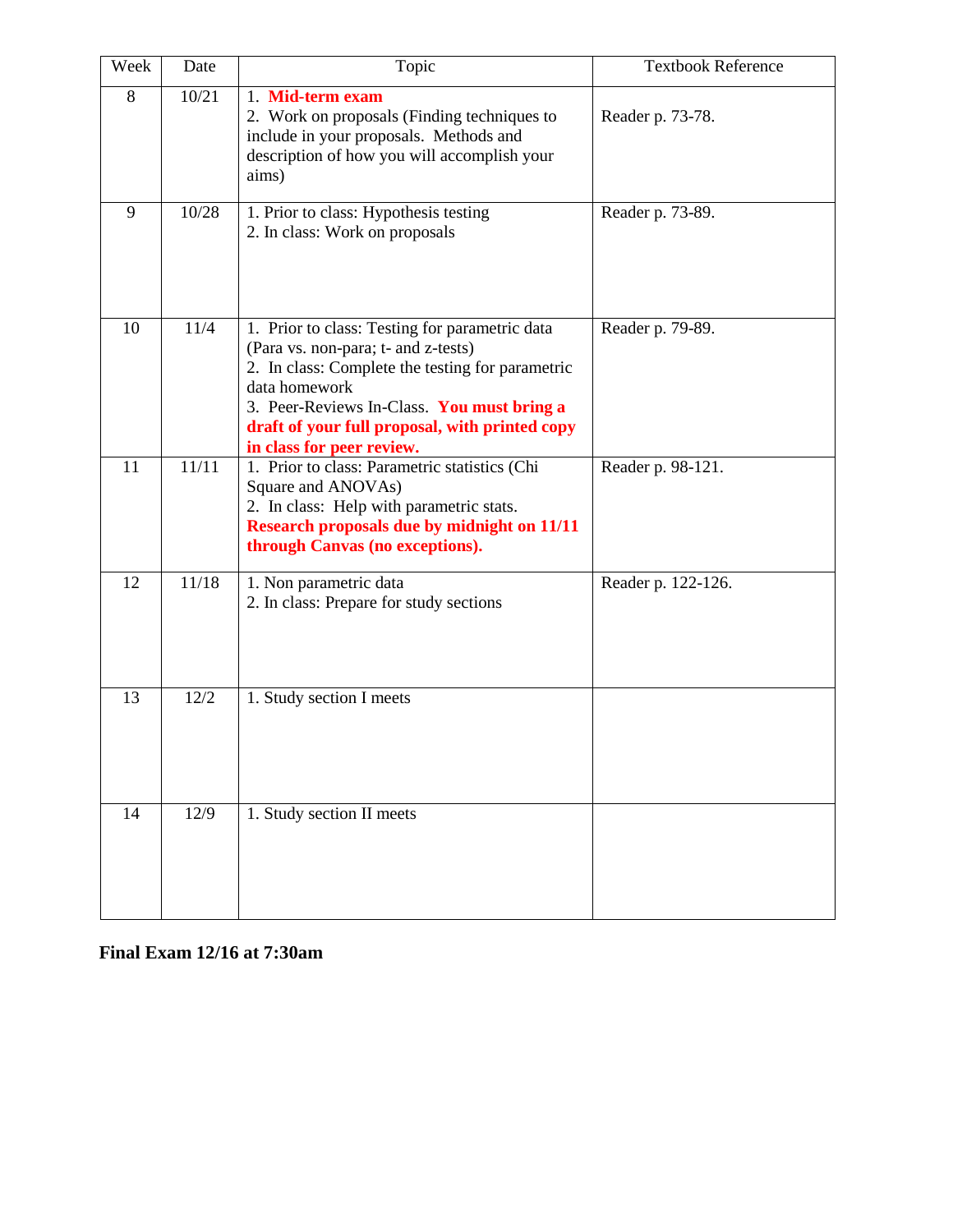| Week | Date | Topic | Textbook Reference |
|---|---|---|---|
| 8 | 10/21 | 1. **Mid-term exam**<br>2. Work on proposals (Finding techniques to include in your proposals. Methods and description of how you will accomplish your aims) | Reader p. 73-78. |
| 9 | 10/28 | 1. Prior to class: Hypothesis testing<br>2. In class: Work on proposals | Reader p. 73-89. |
| 10 | 11/4 | 1. Prior to class: Testing for parametric data (Para vs. non-para; t- and z-tests)<br>2. In class: Complete the testing for parametric data homework<br>3. Peer-Reviews In-Class. **You must bring a draft of your full proposal, with printed copy in class for peer review.** | Reader p. 79-89. |
| 11 | 11/11 | 1. Prior to class: Parametric statistics (Chi Square and ANOVAs)<br>2. In class: Help with parametric stats.<br>**Research proposals due by midnight on 11/11 through Canvas (no exceptions).** | Reader p. 98-121. |
| 12 | 11/18 | 1. Non parametric data<br>2. In class: Prepare for study sections | Reader p. 122-126. |
| 13 | 12/2 | 1. Study section I meets | |
| 14 | 12/9 | 1. Study section II meets | |

**Final Exam 12/16 at 7:30am**